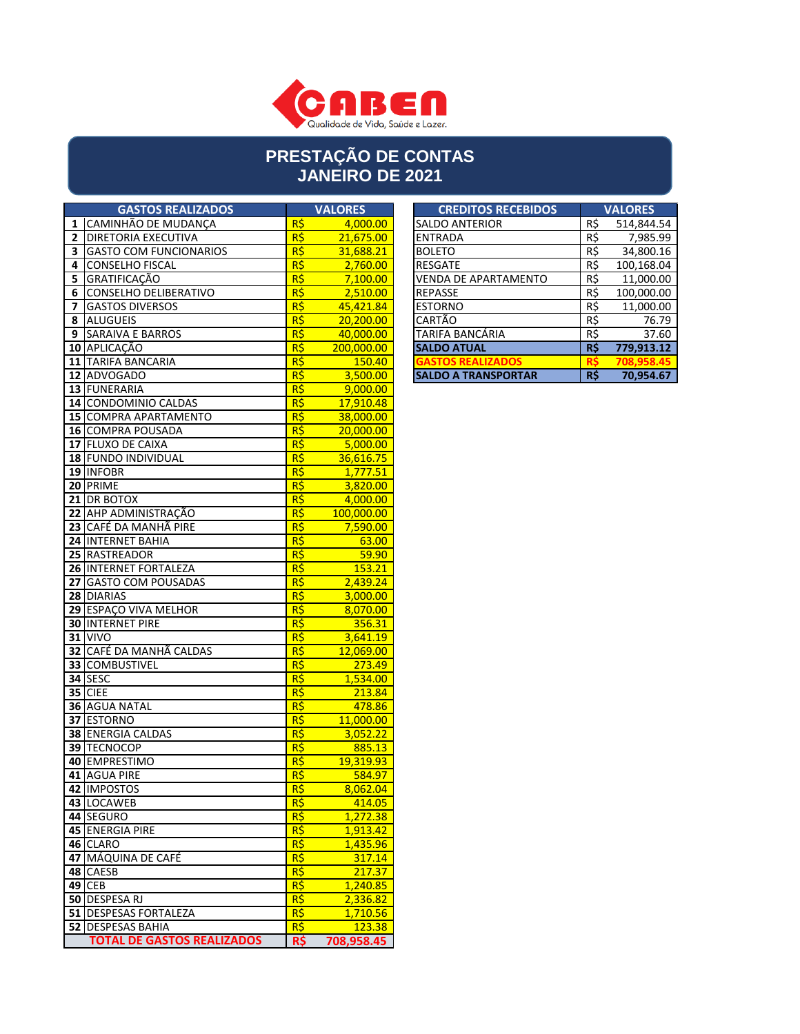CABEN

Qualidade de Vida, Saúde e Lazer.

# PRESTAÇÃO DE CONTAS
# JANEIRO DE 2021

| | GASTOS REALIZADOS | VALORES | |
|---|---|---|---|
| 1 | CAMINHÃO DE MUDANÇA | R$ | 4,000.00 |
| 2 | DIRETORIA EXECUTIVA | R$ | 21,675.00 |
| 3 | GASTO COM FUNCIONARIOS | R$ | 31,688.21 |
| 4 | CONSELHO FISCAL | R$ | 2,760.00 |
| 5 | GRATIFICAÇÃO | R$ | 7,100.00 |
| 6 | CONSELHO DELIBERATIVO | R$ | 2,510.00 |
| 7 | GASTOS DIVERSOS | R$ | 45,421.84 |
| 8 | ALUGUEIS | R$ | 20,200.00 |
| 9 | SARAIVA E BARROS | R$ | 40,000.00 |
| 10 | APLICAÇÃO | R$ | 200,000.00 |
| 11 | TARIFA BANCARIA | R$ | 150.40 |
| 12 | ADVOGADO | R$ | 3,500.00 |
| 13 | FUNERARIA | R$ | 9,000.00 |
| 14 | CONDOMINIO CALDAS | R$ | 17,910.48 |
| 15 | COMPRA APARTAMENTO | R$ | 38,000.00 |
| 16 | COMPRA POUSADA | R$ | 20,000.00 |
| 17 | FLUXO DE CAIXA | R$ | 5,000.00 |
| 18 | FUNDO INDIVIDUAL | R$ | 36,616.75 |
| 19 | INFOBR | R$ | 1,777.51 |
| 20 | PRIME | R$ | 3,820.00 |
| 21 | DR BOTOX | R$ | 4,000.00 |
| 22 | AHP ADMINISTRAÇÃO | R$ | 100,000.00 |
| 23 | CAFÉ DA MANHÃ PIRE | R$ | 7,590.00 |
| 24 | INTERNET BAHIA | R$ | 63.00 |
| 25 | RASTREADOR | R$ | 59.90 |
| 26 | INTERNET FORTALEZA | R$ | 153.21 |
| 27 | GASTO COM POUSADAS | R$ | 2,439.24 |
| 28 | DIARIAS | R$ | 3,000.00 |
| 29 | ESPAÇO VIVA MELHOR | R$ | 8,070.00 |
| 30 | INTERNET PIRE | R$ | 356.31 |
| 31 | VIVO | R$ | 3,641.19 |
| 32 | CAFÉ DA MANHÃ CALDAS | R$ | 12,069.00 |
| 33 | COMBUSTIVEL | R$ | 273.49 |
| 34 | SESC | R$ | 1,534.00 |
| 35 | CIEE | R$ | 213.84 |
| 36 | AGUA NATAL | R$ | 478.86 |
| 37 | ESTORNO | R$ | 11,000.00 |
| 38 | ENERGIA CALDAS | R$ | 3,052.22 |
| 39 | TECNOCOP | R$ | 885.13 |
| 40 | EMPRESTIMO | R$ | 19,319.93 |
| 41 | AGUA PIRE | R$ | 584.97 |
| 42 | IMPOSTOS | R$ | 8,062.04 |
| 43 | LOCAWEB | R$ | 414.05 |
| 44 | SEGURO | R$ | 1,272.38 |
| 45 | ENERGIA PIRE | R$ | 1,913.42 |
| 46 | CLARO | R$ | 1,435.96 |
| 47 | MÁQUINA DE CAFÉ | R$ | 317.14 |
| 48 | CAESB | R$ | 217.37 |
| 49 | CEB | R$ | 1,240.85 |
| 50 | DESPESA RJ | R$ | 2,336.82 |
| 51 | DESPESAS FORTALEZA | R$ | 1,710.56 |
| 52 | DESPESAS BAHIA | R$ | 123.38 |
| | **TOTAL DE GASTOS REALIZADOS** | **R$** | **708,958.45** |

| CREDITOS RECEBIDOS | VALORES | |
|---|---|---|
| SALDO ANTERIOR | R$ | 514,844.54 |
| ENTRADA | R$ | 7,985.99 |
| BOLETO | R$ | 34,800.16 |
| RESGATE | R$ | 100,168.04 |
| VENDA DE APARTAMENTO | R$ | 11,000.00 |
| REPASSE | R$ | 100,000.00 |
| ESTORNO | R$ | 11,000.00 |
| CARTÃO | R$ | 76.79 |
| TARIFA BANCÁRIA | R$ | 37.60 |
| **SALDO ATUAL** | **R$** | **779,913.12** |
| **GASTOS REALIZADOS** | **R$** | **708,958.45** |
| **SALDO A TRANSPORTAR** | **R$** | **70,954.67** |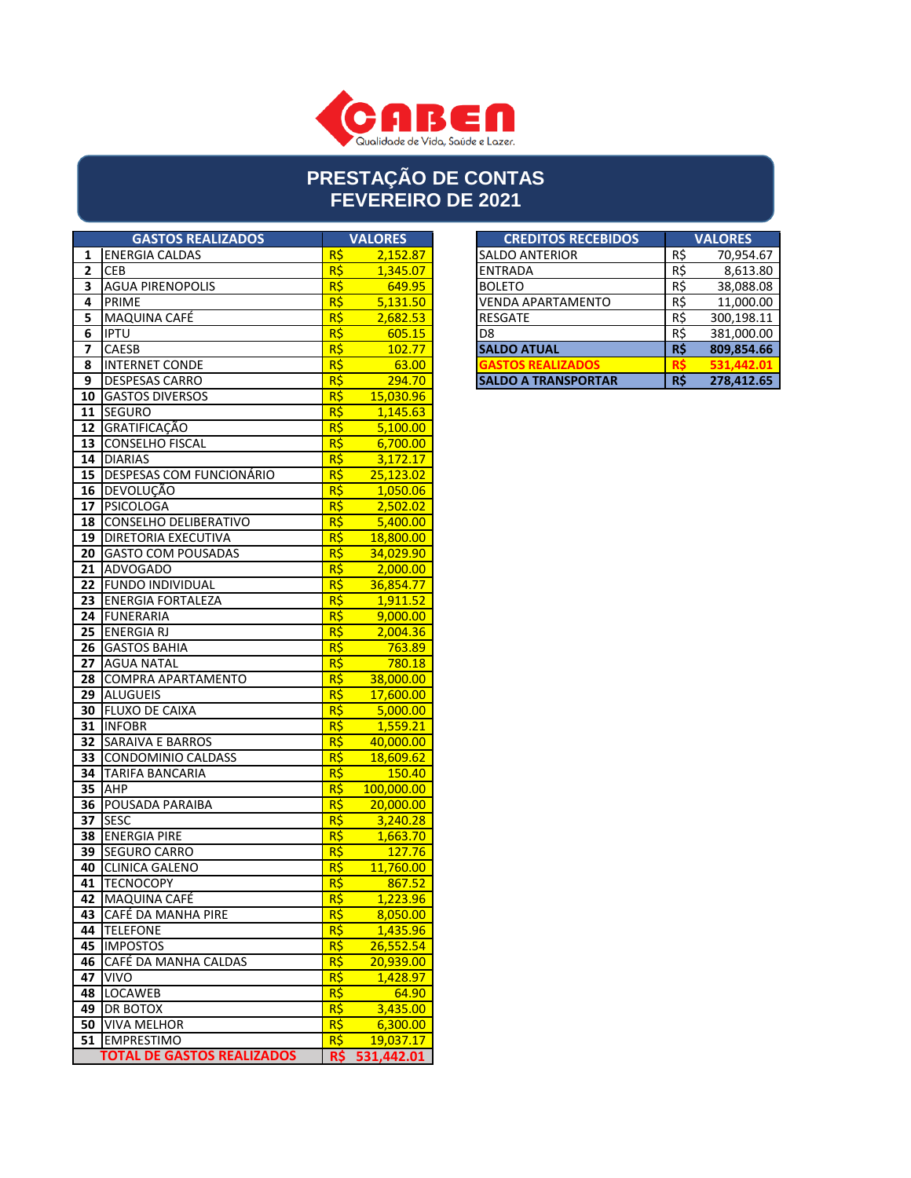CABEN

Qualidade de Vida, Saúde e Lazer.

# PRESTAÇÃO DE CONTAS
# FEVEREIRO DE 2021

| | GASTOS REALIZADOS | VALORES | |
|---|---|---|---|
| 1 | ENERGIA CALDAS | R$ | 2,152.87 |
| 2 | CEB | R$ | 1,345.07 |
| 3 | AGUA PIRENOPOLIS | R$ | 649.95 |
| 4 | PRIME | R$ | 5,131.50 |
| 5 | MAQUINA CAFÉ | R$ | 2,682.53 |
| 6 | IPTU | R$ | 605.15 |
| 7 | CAESB | R$ | 102.77 |
| 8 | INTERNET CONDE | R$ | 63.00 |
| 9 | DESPESAS CARRO | R$ | 294.70 |
| 10 | GASTOS DIVERSOS | R$ | 15,030.96 |
| 11 | SEGURO | R$ | 1,145.63 |
| 12 | GRATIFICAÇÃO | R$ | 5,100.00 |
| 13 | CONSELHO FISCAL | R$ | 6,700.00 |
| 14 | DIARIAS | R$ | 3,172.17 |
| 15 | DESPESAS COM FUNCIONÁRIO | R$ | 25,123.02 |
| 16 | DEVOLUÇÃO | R$ | 1,050.06 |
| 17 | PSICOLOGA | R$ | 2,502.02 |
| 18 | CONSELHO DELIBERATIVO | R$ | 5,400.00 |
| 19 | DIRETORIA EXECUTIVA | R$ | 18,800.00 |
| 20 | GASTO COM POUSADAS | R$ | 34,029.90 |
| 21 | ADVOGADO | R$ | 2,000.00 |
| 22 | FUNDO INDIVIDUAL | R$ | 36,854.77 |
| 23 | ENERGIA FORTALEZA | R$ | 1,911.52 |
| 24 | FUNERARIA | R$ | 9,000.00 |
| 25 | ENERGIA RJ | R$ | 2,004.36 |
| 26 | GASTOS BAHIA | R$ | 763.89 |
| 27 | AGUA NATAL | R$ | 780.18 |
| 28 | COMPRA APARTAMENTO | R$ | 38,000.00 |
| 29 | ALUGUEIS | R$ | 17,600.00 |
| 30 | FLUXO DE CAIXA | R$ | 5,000.00 |
| 31 | INFOBR | R$ | 1,559.21 |
| 32 | SARAIVA E BARROS | R$ | 40,000.00 |
| 33 | CONDOMINIO CALDASS | R$ | 18,609.62 |
| 34 | TARIFA BANCARIA | R$ | 150.40 |
| 35 | AHP | R$ | 100,000.00 |
| 36 | POUSADA PARAIBA | R$ | 20,000.00 |
| 37 | SESC | R$ | 3,240.28 |
| 38 | ENERGIA PIRE | R$ | 1,663.70 |
| 39 | SEGURO CARRO | R$ | 127.76 |
| 40 | CLINICA GALENO | R$ | 11,760.00 |
| 41 | TECNOCOPY | R$ | 867.52 |
| 42 | MAQUINA CAFÉ | R$ | 1,223.96 |
| 43 | CAFÉ DA MANHA PIRE | R$ | 8,050.00 |
| 44 | TELEFONE | R$ | 1,435.96 |
| 45 | IMPOSTOS | R$ | 26,552.54 |
| 46 | CAFÉ DA MANHA CALDAS | R$ | 20,939.00 |
| 47 | VIVO | R$ | 1,428.97 |
| 48 | LOCAWEB | R$ | 64.90 |
| 49 | DR BOTOX | R$ | 3,435.00 |
| 50 | VIVA MELHOR | R$ | 6,300.00 |
| 51 | EMPRESTIMO | R$ | 19,037.17 |
| | **TOTAL DE GASTOS REALIZADOS** | **R$** | **531,442.01** |

| CREDITOS RECEBIDOS | VALORES | |
|---|---|---|
| SALDO ANTERIOR | R$ | 70,954.67 |
| ENTRADA | R$ | 8,613.80 |
| BOLETO | R$ | 38,088.08 |
| VENDA APARTAMENTO | R$ | 11,000.00 |
| RESGATE | R$ | 300,198.11 |
| D8 | R$ | 381,000.00 |
| **SALDO ATUAL** | **R$** | **809,854.66** |
| **GASTOS REALIZADOS** | **R$** | **531,442.01** |
| **SALDO A TRANSPORTAR** | **R$** | **278,412.65** |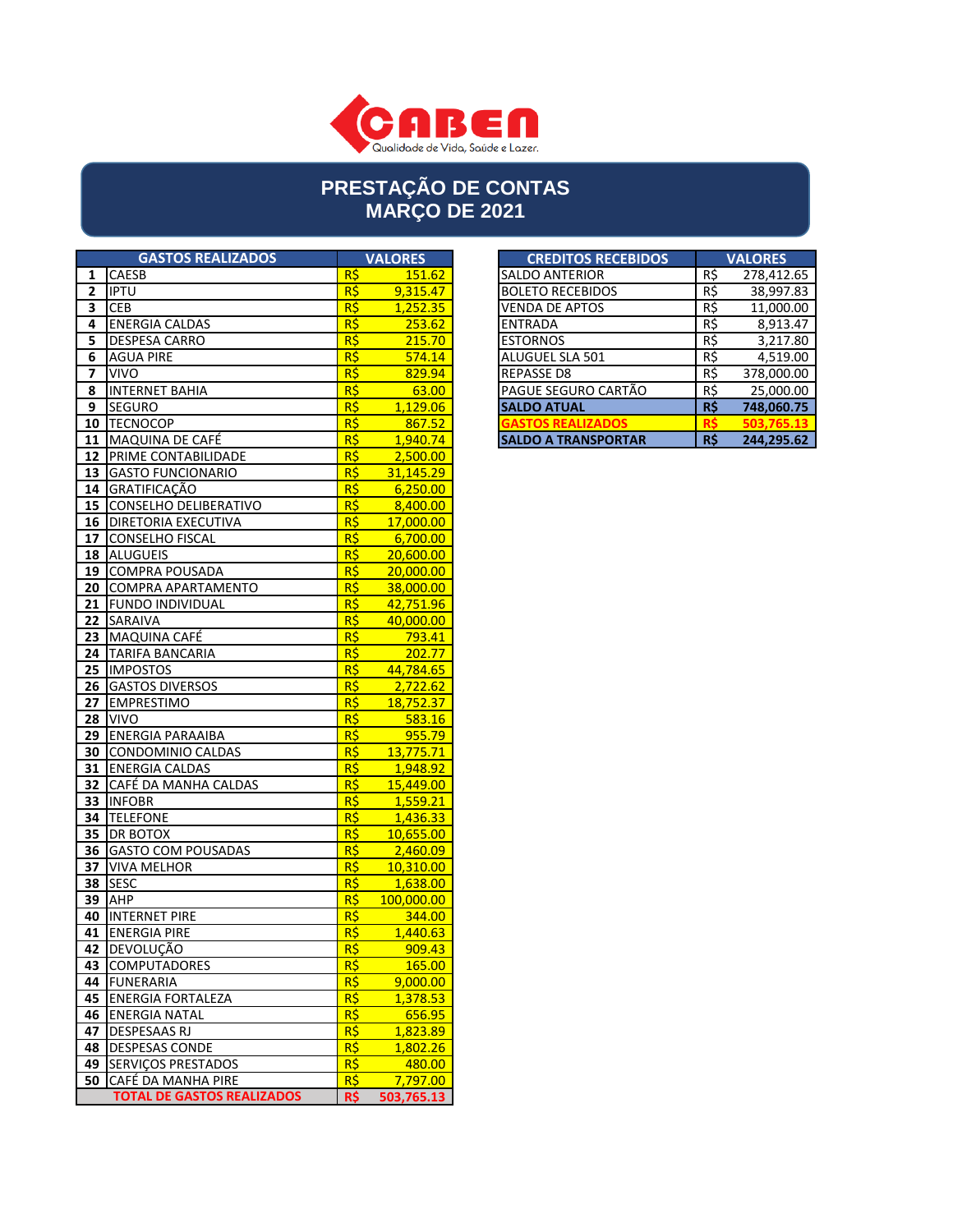CABEN
Qualidade de Vida, Saúde e Lazer.

# PRESTAÇÃO DE CONTAS
# MARÇO DE 2021

| | GASTOS REALIZADOS | VALORES | |
|---|---|---|---|
| 1 | CAESB | R$ | 151.62 |
| 2 | IPTU | R$ | 9,315.47 |
| 3 | CEB | R$ | 1,252.35 |
| 4 | ENERGIA CALDAS | R$ | 253.62 |
| 5 | DESPESA CARRO | R$ | 215.70 |
| 6 | AGUA PIRE | R$ | 574.14 |
| 7 | VIVO | R$ | 829.94 |
| 8 | INTERNET BAHIA | R$ | 63.00 |
| 9 | SEGURO | R$ | 1,129.06 |
| 10 | TECNOCOP | R$ | 867.52 |
| 11 | MAQUINA DE CAFÉ | R$ | 1,940.74 |
| 12 | PRIME CONTABILIDADE | R$ | 2,500.00 |
| 13 | GASTO FUNCIONARIO | R$ | 31,145.29 |
| 14 | GRATIFICAÇÃO | R$ | 6,250.00 |
| 15 | CONSELHO DELIBERATIVO | R$ | 8,400.00 |
| 16 | DIRETORIA EXECUTIVA | R$ | 17,000.00 |
| 17 | CONSELHO FISCAL | R$ | 6,700.00 |
| 18 | ALUGUEIS | R$ | 20,600.00 |
| 19 | COMPRA POUSADA | R$ | 20,000.00 |
| 20 | COMPRA APARTAMENTO | R$ | 38,000.00 |
| 21 | FUNDO INDIVIDUAL | R$ | 42,751.96 |
| 22 | SARAIVA | R$ | 40,000.00 |
| 23 | MAQUINA CAFÉ | R$ | 793.41 |
| 24 | TARIFA BANCARIA | R$ | 202.77 |
| 25 | IMPOSTOS | R$ | 44,784.65 |
| 26 | GASTOS DIVERSOS | R$ | 2,722.62 |
| 27 | EMPRESTIMO | R$ | 18,752.37 |
| 28 | VIVO | R$ | 583.16 |
| 29 | ENERGIA PARAAIBA | R$ | 955.79 |
| 30 | CONDOMINIO CALDAS | R$ | 13,775.71 |
| 31 | ENERGIA CALDAS | R$ | 1,948.92 |
| 32 | CAFÉ DA MANHA CALDAS | R$ | 15,449.00 |
| 33 | INFOBR | R$ | 1,559.21 |
| 34 | TELEFONE | R$ | 1,436.33 |
| 35 | DR BOTOX | R$ | 10,655.00 |
| 36 | GASTO COM POUSADAS | R$ | 2,460.09 |
| 37 | VIVA MELHOR | R$ | 10,310.00 |
| 38 | SESC | R$ | 1,638.00 |
| 39 | AHP | R$ | 100,000.00 |
| 40 | INTERNET PIRE | R$ | 344.00 |
| 41 | ENERGIA PIRE | R$ | 1,440.63 |
| 42 | DEVOLUÇÃO | R$ | 909.43 |
| 43 | COMPUTADORES | R$ | 165.00 |
| 44 | FUNERARIA | R$ | 9,000.00 |
| 45 | ENERGIA FORTALEZA | R$ | 1,378.53 |
| 46 | ENERGIA NATAL | R$ | 656.95 |
| 47 | DESPESAAS RJ | R$ | 1,823.89 |
| 48 | DESPESAS CONDE | R$ | 1,802.26 |
| 49 | SERVIÇOS PRESTADOS | R$ | 480.00 |
| 50 | CAFÉ DA MANHA PIRE | R$ | 7,797.00 |
| | **TOTAL DE GASTOS REALIZADOS** | **R$** | **503,765.13** |

| CREDITOS RECEBIDOS | VALORES | |
|---|---|---|
| SALDO ANTERIOR | R$ | 278,412.65 |
| BOLETO RECEBIDOS | R$ | 38,997.83 |
| VENDA DE APTOS | R$ | 11,000.00 |
| ENTRADA | R$ | 8,913.47 |
| ESTORNOS | R$ | 3,217.80 |
| ALUGUEL SLA 501 | R$ | 4,519.00 |
| REPASSE D8 | R$ | 378,000.00 |
| PAGUE SEGURO CARTÃO | R$ | 25,000.00 |
| **SALDO ATUAL** | **R$** | **748,060.75** |
| **GASTOS REALIZADOS** | **R$** | **503,765.13** |
| **SALDO A TRANSPORTAR** | **R$** | **244,295.62** |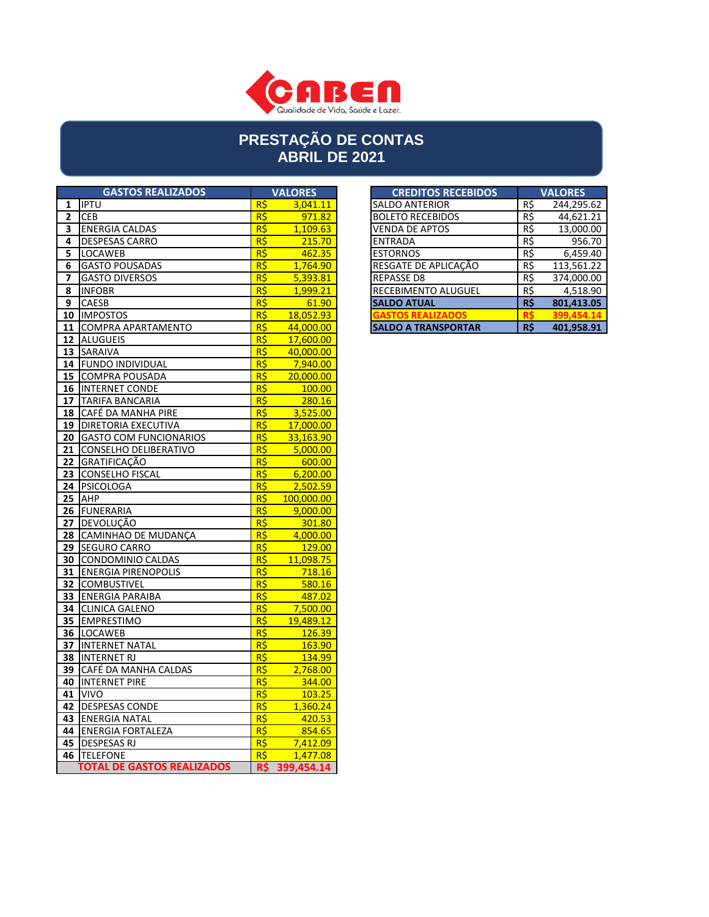CABEN
Qualidade de Vida, Saúde e Lazer.

# PRESTAÇÃO DE CONTAS
# ABRIL DE 2021

| | GASTOS REALIZADOS | | VALORES |
|---|---|---|---|
| 1 | IPTU | R$ | 3,041.11 |
| 2 | CEB | R$ | 971.82 |
| 3 | ENERGIA CALDAS | R$ | 1,109.63 |
| 4 | DESPESAS CARRO | R$ | 215.70 |
| 5 | LOCAWEB | R$ | 462.35 |
| 6 | GASTO POUSADAS | R$ | 1,764.90 |
| 7 | GASTO DIVERSOS | R$ | 5,393.81 |
| 8 | INFOBR | R$ | 1,999.21 |
| 9 | CAESB | R$ | 61.90 |
| 10 | IMPOSTOS | R$ | 18,052.93 |
| 11 | COMPRA APARTAMENTO | R$ | 44,000.00 |
| 12 | ALUGUEIS | R$ | 17,600.00 |
| 13 | SARAIVA | R$ | 40,000.00 |
| 14 | FUNDO INDIVIDUAL | R$ | 7,940.00 |
| 15 | COMPRA POUSADA | R$ | 20,000.00 |
| 16 | INTERNET CONDE | R$ | 100.00 |
| 17 | TARIFA BANCARIA | R$ | 280.16 |
| 18 | CAFÉ DA MANHA PIRE | R$ | 3,525.00 |
| 19 | DIRETORIA EXECUTIVA | R$ | 17,000.00 |
| 20 | GASTO COM FUNCIONARIOS | R$ | 33,163.90 |
| 21 | CONSELHO DELIBERATIVO | R$ | 5,000.00 |
| 22 | GRATIFICAÇÃO | R$ | 600.00 |
| 23 | CONSELHO FISCAL | R$ | 6,200.00 |
| 24 | PSICOLOGA | R$ | 2,502.59 |
| 25 | AHP | R$ | 100,000.00 |
| 26 | FUNERARIA | R$ | 9,000.00 |
| 27 | DEVOLUÇÃO | R$ | 301.80 |
| 28 | CAMINHAO DE MUDANÇA | R$ | 4,000.00 |
| 29 | SEGURO CARRO | R$ | 129.00 |
| 30 | CONDOMINIO CALDAS | R$ | 11,098.75 |
| 31 | ENERGIA PIRENOPOLIS | R$ | 718.16 |
| 32 | COMBUSTIVEL | R$ | 580.16 |
| 33 | ENERGIA PARAIBA | R$ | 487.02 |
| 34 | CLINICA GALENO | R$ | 7,500.00 |
| 35 | EMPRESTIMO | R$ | 19,489.12 |
| 36 | LOCAWEB | R$ | 126.39 |
| 37 | INTERNET NATAL | R$ | 163.90 |
| 38 | INTERNET RJ | R$ | 134.99 |
| 39 | CAFÉ DA MANHA CALDAS | R$ | 2,768.00 |
| 40 | INTERNET PIRE | R$ | 344.00 |
| 41 | VIVO | R$ | 103.25 |
| 42 | DESPESAS CONDE | R$ | 1,360.24 |
| 43 | ENERGIA NATAL | R$ | 420.53 |
| 44 | ENERGIA FORTALEZA | R$ | 854.65 |
| 45 | DESPESAS RJ | R$ | 7,412.09 |
| 46 | TELEFONE | R$ | 1,477.08 |
| | **TOTAL DE GASTOS REALIZADOS** | **R$** | **399,454.14** |

| CREDITOS RECEBIDOS | | VALORES |
|---|---|---|
| SALDO ANTERIOR | R$ | 244,295.62 |
| BOLETO RECEBIDOS | R$ | 44,621.21 |
| VENDA DE APTOS | R$ | 13,000.00 |
| ENTRADA | R$ | 956.70 |
| ESTORNOS | R$ | 6,459.40 |
| RESGATE DE APLICAÇÃO | R$ | 113,561.22 |
| REPASSE D8 | R$ | 374,000.00 |
| RECEBIMENTO ALUGUEL | R$ | 4,518.90 |
| **SALDO ATUAL** | **R$** | **801,413.05** |
| **GASTOS REALIZADOS** | **R$** | **399,454.14** |
| **SALDO A TRANSPORTAR** | **R$** | **401,958.91** |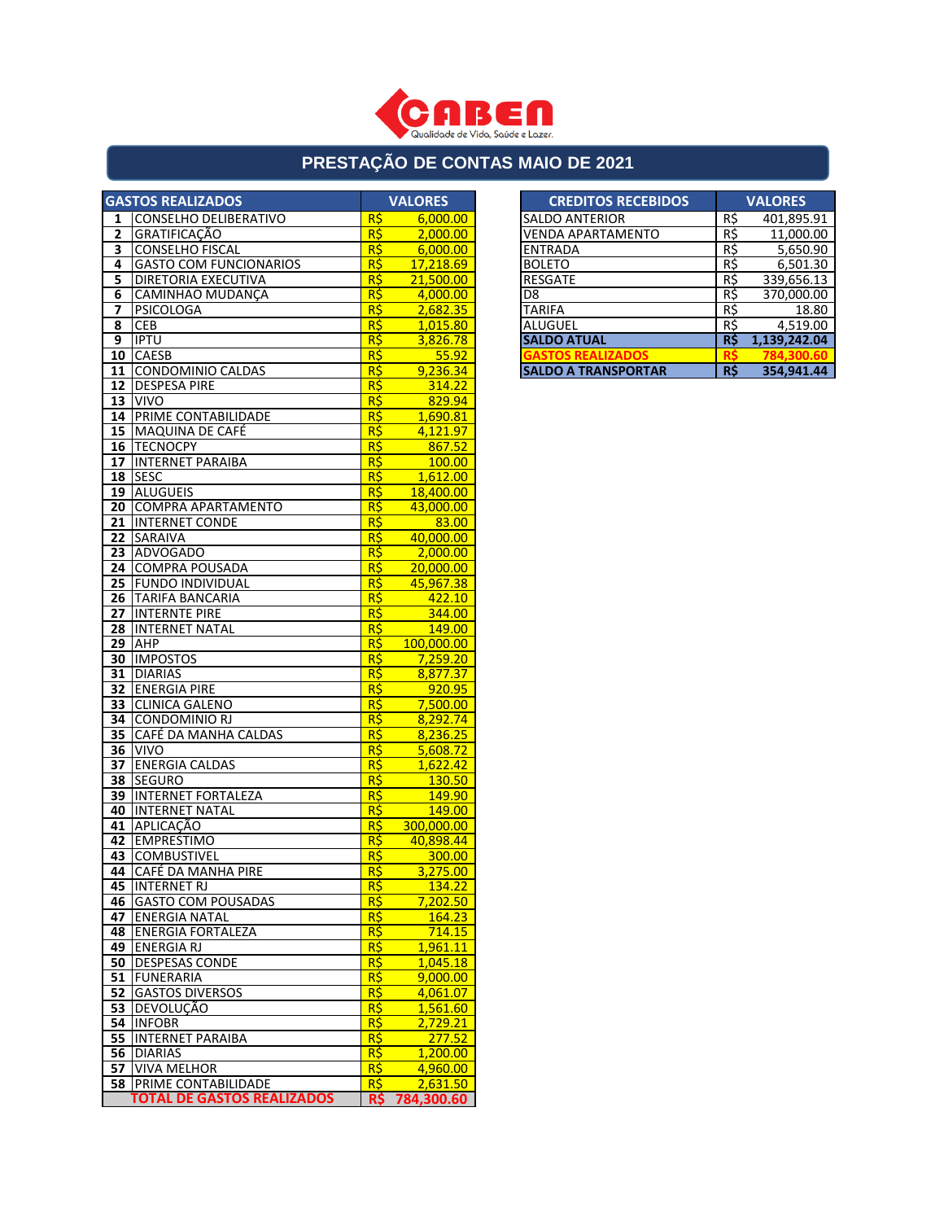CABEN
Qualidade de Vida, Saúde e Lazer.

# PRESTAÇÃO DE CONTAS MAIO DE 2021

| GASTOS REALIZADOS | | VALORES | |
|---|---|---|---|
| 1 | CONSELHO DELIBERATIVO | R$ | 6,000.00 |
| 2 | GRATIFICAÇÃO | R$ | 2,000.00 |
| 3 | CONSELHO FISCAL | R$ | 6,000.00 |
| 4 | GASTO COM FUNCIONARIOS | R$ | 17,218.69 |
| 5 | DIRETORIA EXECUTIVA | R$ | 21,500.00 |
| 6 | CAMINHAO MUDANÇA | R$ | 4,000.00 |
| 7 | PSICOLOGA | R$ | 2,682.35 |
| 8 | CEB | R$ | 1,015.80 |
| 9 | IPTU | R$ | 3,826.78 |
| 10 | CAESB | R$ | 55.92 |
| 11 | CONDOMINIO CALDAS | R$ | 9,236.34 |
| 12 | DESPESA PIRE | R$ | 314.22 |
| 13 | VIVO | R$ | 829.94 |
| 14 | PRIME CONTABILIDADE | R$ | 1,690.81 |
| 15 | MAQUINA DE CAFÉ | R$ | 4,121.97 |
| 16 | TECNOCPY | R$ | 867.52 |
| 17 | INTERNET PARAIBA | R$ | 100.00 |
| 18 | SESC | R$ | 1,612.00 |
| 19 | ALUGUEIS | R$ | 18,400.00 |
| 20 | COMPRA APARTAMENTO | R$ | 43,000.00 |
| 21 | INTERNET CONDE | R$ | 83.00 |
| 22 | SARAIVA | R$ | 40,000.00 |
| 23 | ADVOGADO | R$ | 2,000.00 |
| 24 | COMPRA POUSADA | R$ | 20,000.00 |
| 25 | FUNDO INDIVIDUAL | R$ | 45,967.38 |
| 26 | TARIFA BANCARIA | R$ | 422.10 |
| 27 | INTERNTE PIRE | R$ | 344.00 |
| 28 | INTERNET NATAL | R$ | 149.00 |
| 29 | AHP | R$ | 100,000.00 |
| 30 | IMPOSTOS | R$ | 7,259.20 |
| 31 | DIARIAS | R$ | 8,877.37 |
| 32 | ENERGIA PIRE | R$ | 920.95 |
| 33 | CLINICA GALENO | R$ | 7,500.00 |
| 34 | CONDOMINIO RJ | R$ | 8,292.74 |
| 35 | CAFÉ DA MANHA CALDAS | R$ | 8,236.25 |
| 36 | VIVO | R$ | 5,608.72 |
| 37 | ENERGIA CALDAS | R$ | 1,622.42 |
| 38 | SEGURO | R$ | 130.50 |
| 39 | INTERNET FORTALEZA | R$ | 149.90 |
| 40 | INTERNET NATAL | R$ | 149.00 |
| 41 | APLICAÇÃO | R$ | 300,000.00 |
| 42 | EMPRESTIMO | R$ | 40,898.44 |
| 43 | COMBUSTIVEL | R$ | 300.00 |
| 44 | CAFÉ DA MANHA PIRE | R$ | 3,275.00 |
| 45 | INTERNET RJ | R$ | 134.22 |
| 46 | GASTO COM POUSADAS | R$ | 7,202.50 |
| 47 | ENERGIA NATAL | R$ | 164.23 |
| 48 | ENERGIA FORTALEZA | R$ | 714.15 |
| 49 | ENERGIA RJ | R$ | 1,961.11 |
| 50 | DESPESAS CONDE | R$ | 1,045.18 |
| 51 | FUNERARIA | R$ | 9,000.00 |
| 52 | GASTOS DIVERSOS | R$ | 4,061.07 |
| 53 | DEVOLUÇÃO | R$ | 1,561.60 |
| 54 | INFOBR | R$ | 2,729.21 |
| 55 | INTERNET PARAIBA | R$ | 277.52 |
| 56 | DIARIAS | R$ | 1,200.00 |
| 57 | VIVA MELHOR | R$ | 4,960.00 |
| 58 | PRIME CONTABILIDADE | R$ | 2,631.50 |
| **TOTAL DE GASTOS REALIZADOS** | | **R$** | **784,300.60** |

| CREDITOS RECEBIDOS | VALORES | |
|---|---|---|
| SALDO ANTERIOR | R$ | 401,895.91 |
| VENDA APARTAMENTO | R$ | 11,000.00 |
| ENTRADA | R$ | 5,650.90 |
| BOLETO | R$ | 6,501.30 |
| RESGATE | R$ | 339,656.13 |
| D8 | R$ | 370,000.00 |
| TARIFA | R$ | 18.80 |
| ALUGUEL | R$ | 4,519.00 |
| **SALDO ATUAL** | **R$** | **1,139,242.04** |
| **GASTOS REALIZADOS** | **R$** | **784,300.60** |
| **SALDO A TRANSPORTAR** | **R$** | **354,941.44** |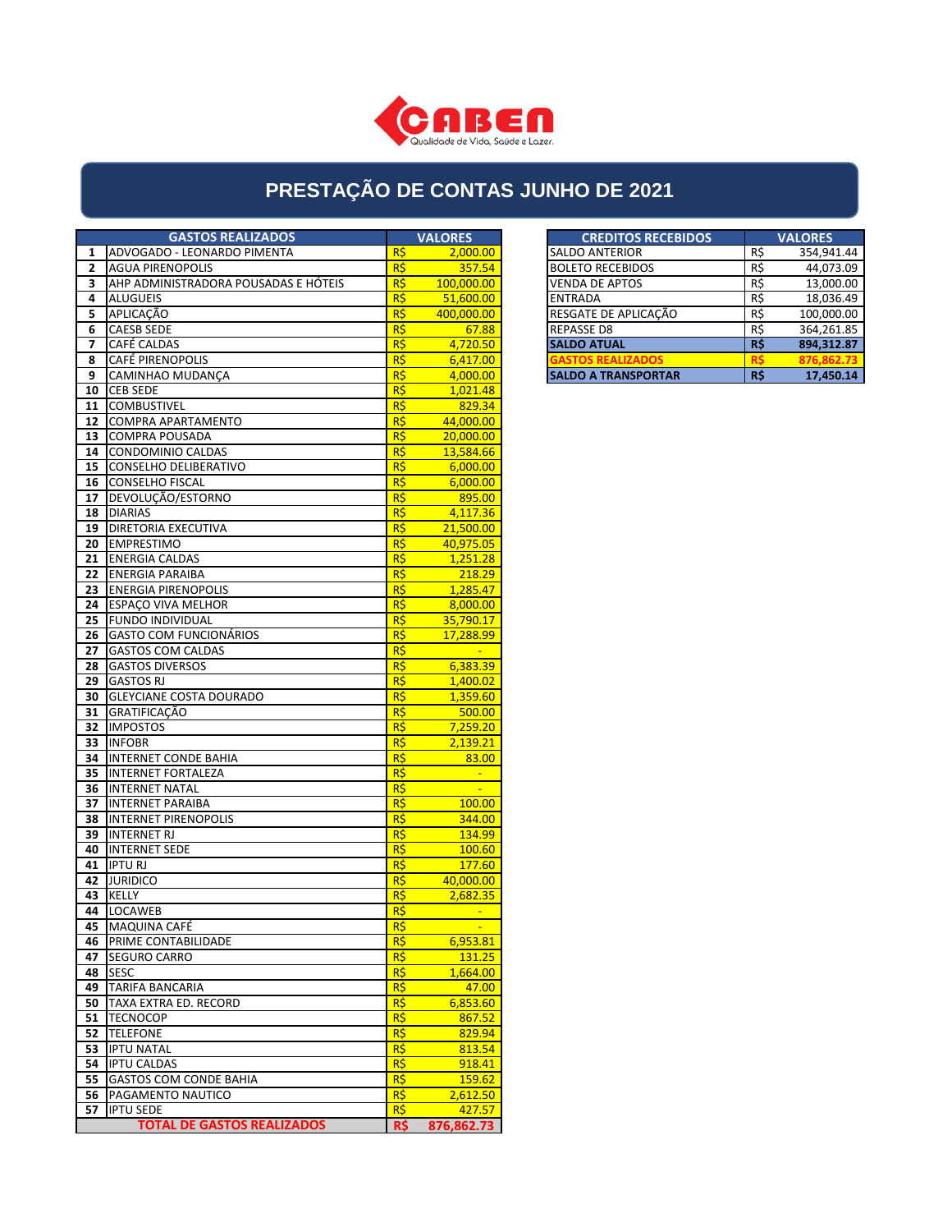CABEN
Qualidade de Vida, Saúde e Lazer.

# PRESTAÇÃO DE CONTAS JUNHO DE 2021

| | GASTOS REALIZADOS | VALORES | |
|---|---|---|---|
| 1 | ADVOGADO - LEONARDO PIMENTA | R$ | 2,000.00 |
| 2 | AGUA PIRENOPOLIS | R$ | 357.54 |
| 3 | AHP ADMINISTRADORA POUSADAS E HÓTEIS | R$ | 100,000.00 |
| 4 | ALUGUEIS | R$ | 51,600.00 |
| 5 | APLICAÇÃO | R$ | 400,000.00 |
| 6 | CAESB SEDE | R$ | 67.88 |
| 7 | CAFÉ CALDAS | R$ | 4,720.50 |
| 8 | CAFÉ PIRENOPOLIS | R$ | 6,417.00 |
| 9 | CAMINHAO MUDANÇA | R$ | 4,000.00 |
| 10 | CEB SEDE | R$ | 1,021.48 |
| 11 | COMBUSTIVEL | R$ | 829.34 |
| 12 | COMPRA APARTAMENTO | R$ | 44,000.00 |
| 13 | COMPRA POUSADA | R$ | 20,000.00 |
| 14 | CONDOMINIO CALDAS | R$ | 13,584.66 |
| 15 | CONSELHO DELIBERATIVO | R$ | 6,000.00 |
| 16 | CONSELHO FISCAL | R$ | 6,000.00 |
| 17 | DEVOLUÇÃO/ESTORNO | R$ | 895.00 |
| 18 | DIARIAS | R$ | 4,117.36 |
| 19 | DIRETORIA EXECUTIVA | R$ | 21,500.00 |
| 20 | EMPRESTIMO | R$ | 40,975.05 |
| 21 | ENERGIA CALDAS | R$ | 1,251.28 |
| 22 | ENERGIA PARAIBA | R$ | 218.29 |
| 23 | ENERGIA PIRENOPOLIS | R$ | 1,285.47 |
| 24 | ESPAÇO VIVA MELHOR | R$ | 8,000.00 |
| 25 | FUNDO INDIVIDUAL | R$ | 35,790.17 |
| 26 | GASTO COM FUNCIONÁRIOS | R$ | 17,288.99 |
| 27 | GASTOS COM CALDAS | R$ | - |
| 28 | GASTOS DIVERSOS | R$ | 6,383.39 |
| 29 | GASTOS RJ | R$ | 1,400.02 |
| 30 | GLEYCIANE COSTA DOURADO | R$ | 1,359.60 |
| 31 | GRATIFICAÇÃO | R$ | 500.00 |
| 32 | IMPOSTOS | R$ | 7,259.20 |
| 33 | INFOBR | R$ | 2,139.21 |
| 34 | INTERNET CONDE BAHIA | R$ | 83.00 |
| 35 | INTERNET FORTALEZA | R$ | - |
| 36 | INTERNET NATAL | R$ | - |
| 37 | INTERNET PARAIBA | R$ | 100.00 |
| 38 | INTERNET PIRENOPOLIS | R$ | 344.00 |
| 39 | INTERNET RJ | R$ | 134.99 |
| 40 | INTERNET SEDE | R$ | 100.60 |
| 41 | IPTU RJ | R$ | 177.60 |
| 42 | JURIDICO | R$ | 40,000.00 |
| 43 | KELLY | R$ | 2,682.35 |
| 44 | LOCAWEB | R$ | - |
| 45 | MAQUINA CAFÉ | R$ | - |
| 46 | PRIME CONTABILIDADE | R$ | 6,953.81 |
| 47 | SEGURO CARRO | R$ | 131.25 |
| 48 | SESC | R$ | 1,664.00 |
| 49 | TARIFA BANCARIA | R$ | 47.00 |
| 50 | TAXA EXTRA ED. RECORD | R$ | 6,853.60 |
| 51 | TECNOCOP | R$ | 867.52 |
| 52 | TELEFONE | R$ | 829.94 |
| 53 | IPTU NATAL | R$ | 813.54 |
| 54 | IPTU CALDAS | R$ | 918.41 |
| 55 | GASTOS COM CONDE BAHIA | R$ | 159.62 |
| 56 | PAGAMENTO NAUTICO | R$ | 2,612.50 |
| 57 | IPTU SEDE | R$ | 427.57 |
| | **TOTAL DE GASTOS REALIZADOS** | **R$** | **876,862.73** |

| CREDITOS RECEBIDOS | VALORES | |
|---|---|---|
| SALDO ANTERIOR | R$ | 354,941.44 |
| BOLETO RECEBIDOS | R$ | 44,073.09 |
| VENDA DE APTOS | R$ | 13,000.00 |
| ENTRADA | R$ | 18,036.49 |
| RESGATE DE APLICAÇÃO | R$ | 100,000.00 |
| REPASSE D8 | R$ | 364,261.85 |
| **SALDO ATUAL** | **R$** | **894,312.87** |
| **GASTOS REALIZADOS** | **R$** | **876,862.73** |
| **SALDO A TRANSPORTAR** | **R$** | **17,450.14** |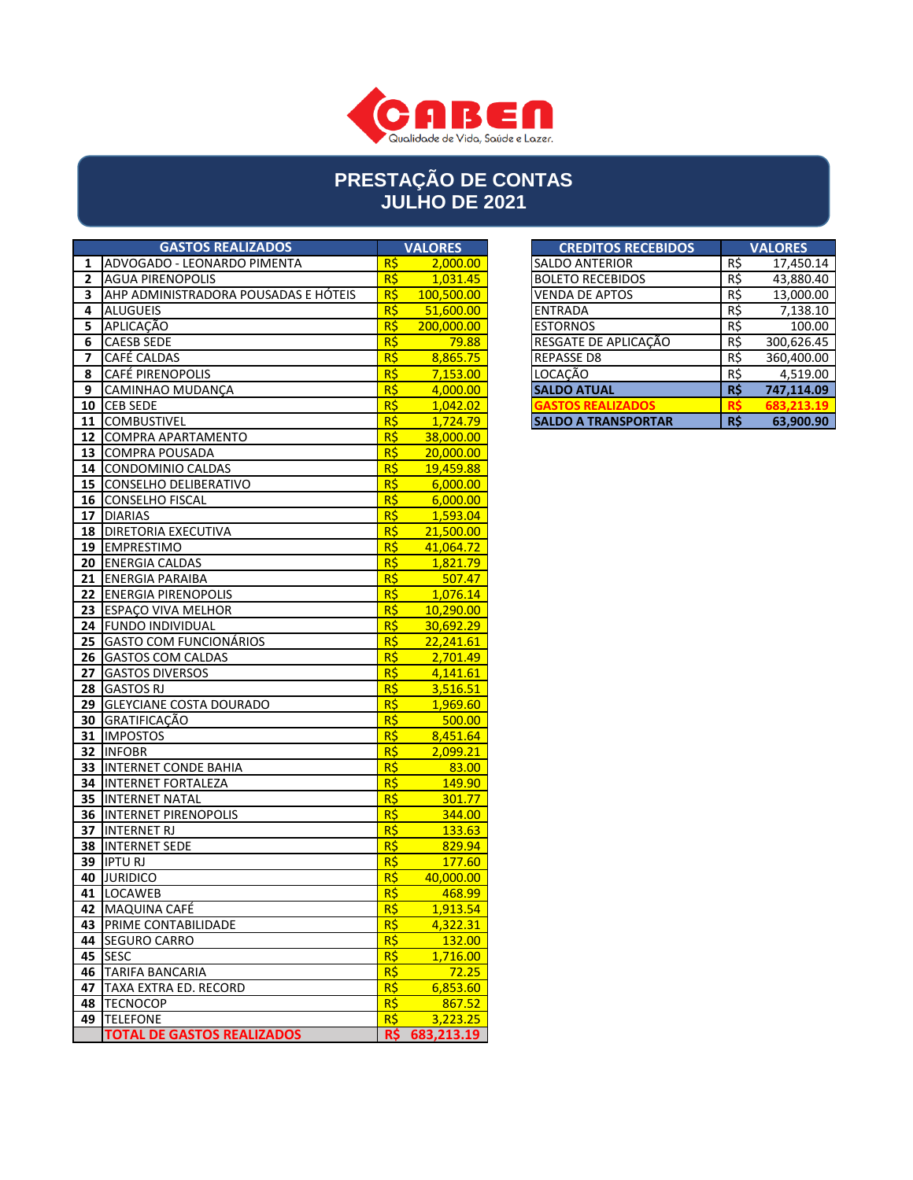CABEN
Qualidade de Vida, Saúde e Lazer.

# PRESTAÇÃO DE CONTAS
## JULHO DE 2021

| | GASTOS REALIZADOS | VALORES | |
|---|---|---|---|
| 1 | ADVOGADO - LEONARDO PIMENTA | R$ | 2,000.00 |
| 2 | AGUA PIRENOPOLIS | R$ | 1,031.45 |
| 3 | AHP ADMINISTRADORA POUSADAS E HÓTEIS | R$ | 100,500.00 |
| 4 | ALUGUEIS | R$ | 51,600.00 |
| 5 | APLICAÇÃO | R$ | 200,000.00 |
| 6 | CAESB SEDE | R$ | 79.88 |
| 7 | CAFÉ CALDAS | R$ | 8,865.75 |
| 8 | CAFÉ PIRENOPOLIS | R$ | 7,153.00 |
| 9 | CAMINHAO MUDANÇA | R$ | 4,000.00 |
| 10 | CEB SEDE | R$ | 1,042.02 |
| 11 | COMBUSTIVEL | R$ | 1,724.79 |
| 12 | COMPRA APARTAMENTO | R$ | 38,000.00 |
| 13 | COMPRA POUSADA | R$ | 20,000.00 |
| 14 | CONDOMINIO CALDAS | R$ | 19,459.88 |
| 15 | CONSELHO DELIBERATIVO | R$ | 6,000.00 |
| 16 | CONSELHO FISCAL | R$ | 6,000.00 |
| 17 | DIARIAS | R$ | 1,593.04 |
| 18 | DIRETORIA EXECUTIVA | R$ | 21,500.00 |
| 19 | EMPRESTIMO | R$ | 41,064.72 |
| 20 | ENERGIA CALDAS | R$ | 1,821.79 |
| 21 | ENERGIA PARAIBA | R$ | 507.47 |
| 22 | ENERGIA PIRENOPOLIS | R$ | 1,076.14 |
| 23 | ESPAÇO VIVA MELHOR | R$ | 10,290.00 |
| 24 | FUNDO INDIVIDUAL | R$ | 30,692.29 |
| 25 | GASTO COM FUNCIONÁRIOS | R$ | 22,241.61 |
| 26 | GASTOS COM CALDAS | R$ | 2,701.49 |
| 27 | GASTOS DIVERSOS | R$ | 4,141.61 |
| 28 | GASTOS RJ | R$ | 3,516.51 |
| 29 | GLEYCIANE COSTA DOURADO | R$ | 1,969.60 |
| 30 | GRATIFICAÇÃO | R$ | 500.00 |
| 31 | IMPOSTOS | R$ | 8,451.64 |
| 32 | INFOBR | R$ | 2,099.21 |
| 33 | INTERNET CONDE BAHIA | R$ | 83.00 |
| 34 | INTERNET FORTALEZA | R$ | 149.90 |
| 35 | INTERNET NATAL | R$ | 301.77 |
| 36 | INTERNET PIRENOPOLIS | R$ | 344.00 |
| 37 | INTERNET RJ | R$ | 133.63 |
| 38 | INTERNET SEDE | R$ | 829.94 |
| 39 | IPTU RJ | R$ | 177.60 |
| 40 | JURIDICO | R$ | 40,000.00 |
| 41 | LOCAWEB | R$ | 468.99 |
| 42 | MAQUINA CAFÉ | R$ | 1,913.54 |
| 43 | PRIME CONTABILIDADE | R$ | 4,322.31 |
| 44 | SEGURO CARRO | R$ | 132.00 |
| 45 | SESC | R$ | 1,716.00 |
| 46 | TARIFA BANCARIA | R$ | 72.25 |
| 47 | TAXA EXTRA ED. RECORD | R$ | 6,853.60 |
| 48 | TECNOCOP | R$ | 867.52 |
| 49 | TELEFONE | R$ | 3,223.25 |
| | **TOTAL DE GASTOS REALIZADOS** | **R$** | **683,213.19** |

| CREDITOS RECEBIDOS | VALORES | |
|---|---|---|
| SALDO ANTERIOR | R$ | 17,450.14 |
| BOLETO RECEBIDOS | R$ | 43,880.40 |
| VENDA DE APTOS | R$ | 13,000.00 |
| ENTRADA | R$ | 7,138.10 |
| ESTORNOS | R$ | 100.00 |
| RESGATE DE APLICAÇÃO | R$ | 300,626.45 |
| REPASSE D8 | R$ | 360,400.00 |
| LOCAÇÃO | R$ | 4,519.00 |
| **SALDO ATUAL** | **R$** | **747,114.09** |
| **GASTOS REALIZADOS** | **R$** | **683,213.19** |
| **SALDO A TRANSPORTAR** | **R$** | **63,900.90** |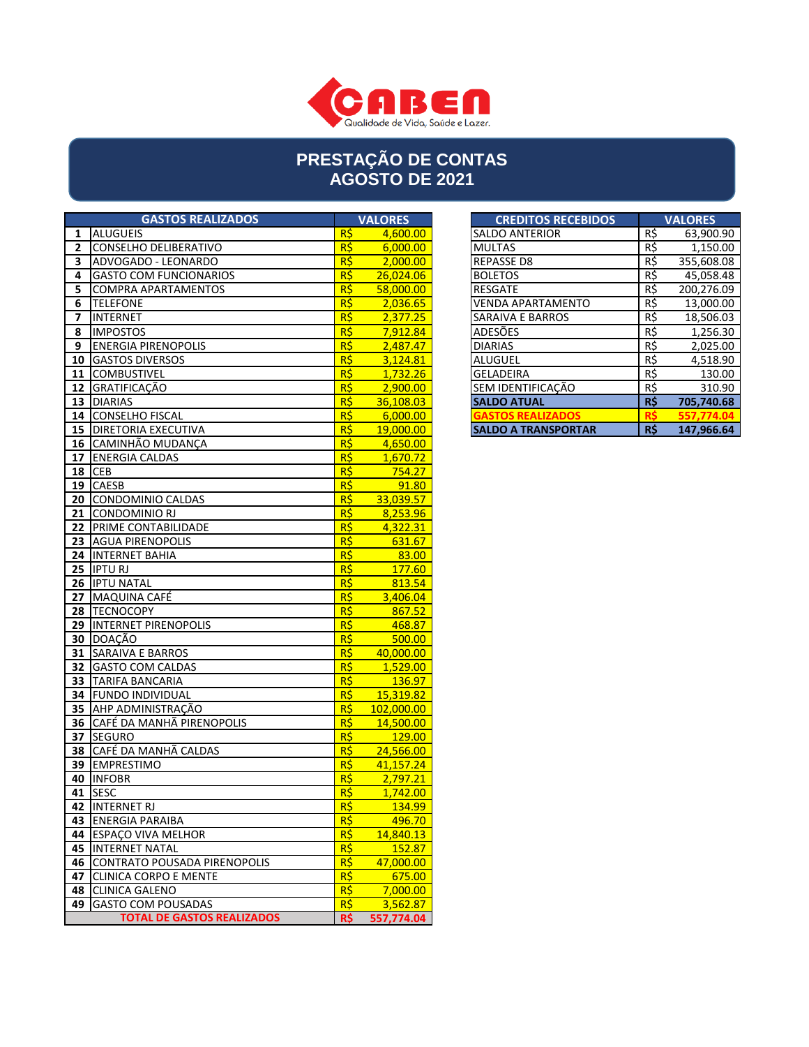CABEN
Qualidade de Vida, Saúde e Lazer.

# PRESTAÇÃO DE CONTAS
# AGOSTO DE 2021

| | GASTOS REALIZADOS | VALORES | |
|---|---|---|---|
| 1 | ALUGUEIS | R$ | 4,600.00 |
| 2 | CONSELHO DELIBERATIVO | R$ | 6,000.00 |
| 3 | ADVOGADO - LEONARDO | R$ | 2,000.00 |
| 4 | GASTO COM FUNCIONARIOS | R$ | 26,024.06 |
| 5 | COMPRA APARTAMENTOS | R$ | 58,000.00 |
| 6 | TELEFONE | R$ | 2,036.65 |
| 7 | INTERNET | R$ | 2,377.25 |
| 8 | IMPOSTOS | R$ | 7,912.84 |
| 9 | ENERGIA PIRENOPOLIS | R$ | 2,487.47 |
| 10 | GASTOS DIVERSOS | R$ | 3,124.81 |
| 11 | COMBUSTIVEL | R$ | 1,732.26 |
| 12 | GRATIFICAÇÃO | R$ | 2,900.00 |
| 13 | DIARIAS | R$ | 36,108.03 |
| 14 | CONSELHO FISCAL | R$ | 6,000.00 |
| 15 | DIRETORIA EXECUTIVA | R$ | 19,000.00 |
| 16 | CAMINHÃO MUDANÇA | R$ | 4,650.00 |
| 17 | ENERGIA CALDAS | R$ | 1,670.72 |
| 18 | CEB | R$ | 754.27 |
| 19 | CAESB | R$ | 91.80 |
| 20 | CONDOMINIO CALDAS | R$ | 33,039.57 |
| 21 | CONDOMINIO RJ | R$ | 8,253.96 |
| 22 | PRIME CONTABILIDADE | R$ | 4,322.31 |
| 23 | AGUA PIRENOPOLIS | R$ | 631.67 |
| 24 | INTERNET BAHIA | R$ | 83.00 |
| 25 | IPTU RJ | R$ | 177.60 |
| 26 | IPTU NATAL | R$ | 813.54 |
| 27 | MAQUINA CAFÉ | R$ | 3,406.04 |
| 28 | TECNOCOPY | R$ | 867.52 |
| 29 | INTERNET PIRENOPOLIS | R$ | 468.87 |
| 30 | DOAÇÃO | R$ | 500.00 |
| 31 | SARAIVA E BARROS | R$ | 40,000.00 |
| 32 | GASTO COM CALDAS | R$ | 1,529.00 |
| 33 | TARIFA BANCARIA | R$ | 136.97 |
| 34 | FUNDO INDIVIDUAL | R$ | 15,319.82 |
| 35 | AHP ADMINISTRAÇÃO | R$ | 102,000.00 |
| 36 | CAFÉ DA MANHÃ PIRENOPOLIS | R$ | 14,500.00 |
| 37 | SEGURO | R$ | 129.00 |
| 38 | CAFÉ DA MANHÃ CALDAS | R$ | 24,566.00 |
| 39 | EMPRESTIMO | R$ | 41,157.24 |
| 40 | INFOBR | R$ | 2,797.21 |
| 41 | SESC | R$ | 1,742.00 |
| 42 | INTERNET RJ | R$ | 134.99 |
| 43 | ENERGIA PARAIBA | R$ | 496.70 |
| 44 | ESPAÇO VIVA MELHOR | R$ | 14,840.13 |
| 45 | INTERNET NATAL | R$ | 152.87 |
| 46 | CONTRATO POUSADA PIRENOPOLIS | R$ | 47,000.00 |
| 47 | CLINICA CORPO E MENTE | R$ | 675.00 |
| 48 | CLINICA GALENO | R$ | 7,000.00 |
| 49 | GASTO COM POUSADAS | R$ | 3,562.87 |
| | **TOTAL DE GASTOS REALIZADOS** | **R$** | **557,774.04** |

| CREDITOS RECEBIDOS | VALORES | |
|---|---|---|
| SALDO ANTERIOR | R$ | 63,900.90 |
| MULTAS | R$ | 1,150.00 |
| REPASSE D8 | R$ | 355,608.08 |
| BOLETOS | R$ | 45,058.48 |
| RESGATE | R$ | 200,276.09 |
| VENDA APARTAMENTO | R$ | 13,000.00 |
| SARAIVA E BARROS | R$ | 18,506.03 |
| ADESÕES | R$ | 1,256.30 |
| DIARIAS | R$ | 2,025.00 |
| ALUGUEL | R$ | 4,518.90 |
| GELADEIRA | R$ | 130.00 |
| SEM IDENTIFICAÇÃO | R$ | 310.90 |
| **SALDO ATUAL** | **R$** | **705,740.68** |
| **GASTOS REALIZADOS** | **R$** | **557,774.04** |
| **SALDO A TRANSPORTAR** | **R$** | **147,966.64** |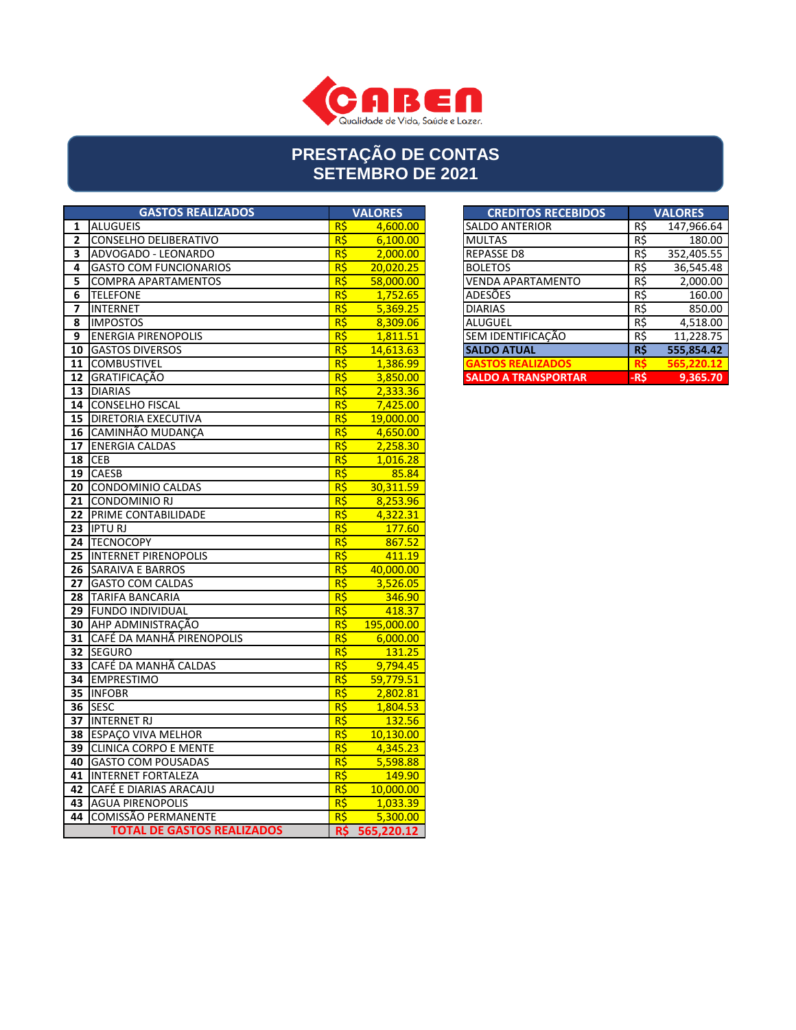CABEN

Qualidade de Vida, Saúde e Lazer.

# PRESTAÇÃO DE CONTAS
# SETEMBRO DE 2021

| | GASTOS REALIZADOS | | VALORES |
|---|---|---|---|
| 1 | ALUGUEIS | R$ | 4,600.00 |
| 2 | CONSELHO DELIBERATIVO | R$ | 6,100.00 |
| 3 | ADVOGADO - LEONARDO | R$ | 2,000.00 |
| 4 | GASTO COM FUNCIONARIOS | R$ | 20,020.25 |
| 5 | COMPRA APARTAMENTOS | R$ | 58,000.00 |
| 6 | TELEFONE | R$ | 1,752.65 |
| 7 | INTERNET | R$ | 5,369.25 |
| 8 | IMPOSTOS | R$ | 8,309.06 |
| 9 | ENERGIA PIRENOPOLIS | R$ | 1,811.51 |
| 10 | GASTOS DIVERSOS | R$ | 14,613.63 |
| 11 | COMBUSTIVEL | R$ | 1,386.99 |
| 12 | GRATIFICAÇÃO | R$ | 3,850.00 |
| 13 | DIARIAS | R$ | 2,333.36 |
| 14 | CONSELHO FISCAL | R$ | 7,425.00 |
| 15 | DIRETORIA EXECUTIVA | R$ | 19,000.00 |
| 16 | CAMINHÃO MUDANÇA | R$ | 4,650.00 |
| 17 | ENERGIA CALDAS | R$ | 2,258.30 |
| 18 | CEB | R$ | 1,016.28 |
| 19 | CAESB | R$ | 85.84 |
| 20 | CONDOMINIO CALDAS | R$ | 30,311.59 |
| 21 | CONDOMINIO RJ | R$ | 8,253.96 |
| 22 | PRIME CONTABILIDADE | R$ | 4,322.31 |
| 23 | IPTU RJ | R$ | 177.60 |
| 24 | TECNOCOPY | R$ | 867.52 |
| 25 | INTERNET PIRENOPOLIS | R$ | 411.19 |
| 26 | SARAIVA E BARROS | R$ | 40,000.00 |
| 27 | GASTO COM CALDAS | R$ | 3,526.05 |
| 28 | TARIFA BANCARIA | R$ | 346.90 |
| 29 | FUNDO INDIVIDUAL | R$ | 418.37 |
| 30 | AHP ADMINISTRAÇÃO | R$ | 195,000.00 |
| 31 | CAFÉ DA MANHÃ PIRENOPOLIS | R$ | 6,000.00 |
| 32 | SEGURO | R$ | 131.25 |
| 33 | CAFÉ DA MANHÃ CALDAS | R$ | 9,794.45 |
| 34 | EMPRESTIMO | R$ | 59,779.51 |
| 35 | INFOBR | R$ | 2,802.81 |
| 36 | SESC | R$ | 1,804.53 |
| 37 | INTERNET RJ | R$ | 132.56 |
| 38 | ESPAÇO VIVA MELHOR | R$ | 10,130.00 |
| 39 | CLINICA CORPO E MENTE | R$ | 4,345.23 |
| 40 | GASTO COM POUSADAS | R$ | 5,598.88 |
| 41 | INTERNET FORTALEZA | R$ | 149.90 |
| 42 | CAFÉ E DIARIAS ARACAJU | R$ | 10,000.00 |
| 43 | AGUA PIRENOPOLIS | R$ | 1,033.39 |
| 44 | COMISSÃO PERMANENTE | R$ | 5,300.00 |
| | **TOTAL DE GASTOS REALIZADOS** | **R$** | **565,220.12** |

| CREDITOS RECEBIDOS | | VALORES |
|---|---|---|
| SALDO ANTERIOR | R$ | 147,966.64 |
| MULTAS | R$ | 180.00 |
| REPASSE D8 | R$ | 352,405.55 |
| BOLETOS | R$ | 36,545.48 |
| VENDA APARTAMENTO | R$ | 2,000.00 |
| ADESÕES | R$ | 160.00 |
| DIARIAS | R$ | 850.00 |
| ALUGUEL | R$ | 4,518.00 |
| SEM IDENTIFICAÇÃO | R$ | 11,228.75 |
| **SALDO ATUAL** | **R$** | **555,854.42** |
| **GASTOS REALIZADOS** | **R$** | **565,220.12** |
| **SALDO A TRANSPORTAR** | **-R$** | **9,365.70** |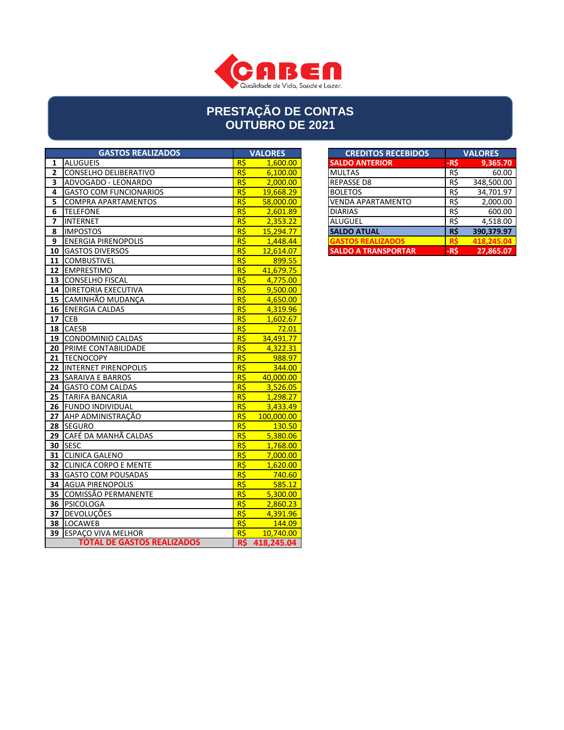CABEN
Qualidade de Vida, Saúde e Lazer.

# PRESTAÇÃO DE CONTAS
# OUTUBRO DE 2021

| | GASTOS REALIZADOS | VALORES | |
|---|---|---|---|
| 1 | ALUGUEIS | R$ | 1,600.00 |
| 2 | CONSELHO DELIBERATIVO | R$ | 6,100.00 |
| 3 | ADVOGADO - LEONARDO | R$ | 2,000.00 |
| 4 | GASTO COM FUNCIONARIOS | R$ | 19,668.29 |
| 5 | COMPRA APARTAMENTOS | R$ | 58,000.00 |
| 6 | TELEFONE | R$ | 2,601.89 |
| 7 | INTERNET | R$ | 2,353.22 |
| 8 | IMPOSTOS | R$ | 15,294.77 |
| 9 | ENERGIA PIRENOPOLIS | R$ | 1,448.44 |
| 10 | GASTOS DIVERSOS | R$ | 12,614.07 |
| 11 | COMBUSTIVEL | R$ | 899.55 |
| 12 | EMPRESTIMO | R$ | 41,679.75 |
| 13 | CONSELHO FISCAL | R$ | 4,775.00 |
| 14 | DIRETORIA EXECUTIVA | R$ | 9,500.00 |
| 15 | CAMINHÃO MUDANÇA | R$ | 4,650.00 |
| 16 | ENERGIA CALDAS | R$ | 4,319.96 |
| 17 | CEB | R$ | 1,602.67 |
| 18 | CAESB | R$ | 72.01 |
| 19 | CONDOMINIO CALDAS | R$ | 34,491.77 |
| 20 | PRIME CONTABILIDADE | R$ | 4,322.31 |
| 21 | TECNOCOPY | R$ | 988.97 |
| 22 | INTERNET PIRENOPOLIS | R$ | 344.00 |
| 23 | SARAIVA E BARROS | R$ | 40,000.00 |
| 24 | GASTO COM CALDAS | R$ | 3,526.05 |
| 25 | TARIFA BANCARIA | R$ | 1,298.27 |
| 26 | FUNDO INDIVIDUAL | R$ | 3,433.49 |
| 27 | AHP ADMINISTRAÇÃO | R$ | 100,000.00 |
| 28 | SEGURO | R$ | 130.50 |
| 29 | CAFÉ DA MANHÃ CALDAS | R$ | 5,380.06 |
| 30 | SESC | R$ | 1,768.00 |
| 31 | CLINICA GALENO | R$ | 7,000.00 |
| 32 | CLINICA CORPO E MENTE | R$ | 1,620.00 |
| 33 | GASTO COM POUSADAS | R$ | 740.60 |
| 34 | AGUA PIRENOPOLIS | R$ | 585.12 |
| 35 | COMISSÃO PERMANENTE | R$ | 5,300.00 |
| 36 | PSICOLOGA | R$ | 2,860.23 |
| 37 | DEVOLUÇÕES | R$ | 4,391.96 |
| 38 | LOCAWEB | R$ | 144.09 |
| 39 | ESPAÇO VIVA MELHOR | R$ | 10,740.00 |
| | **TOTAL DE GASTOS REALIZADOS** | **R$** | **418,245.04** |

| CREDITOS RECEBIDOS | VALORES | |
|---|---|---|
| **SALDO ANTERIOR** | **-R$** | **9,365.70** |
| MULTAS | R$ | 60.00 |
| REPASSE D8 | R$ | 348,500.00 |
| BOLETOS | R$ | 34,701.97 |
| VENDA APARTAMENTO | R$ | 2,000.00 |
| DIARIAS | R$ | 600.00 |
| ALUGUEL | R$ | 4,518.00 |
| **SALDO ATUAL** | **R$** | **390,379.97** |
| **GASTOS REALIZADOS** | **R$** | **418,245.04** |
| **SALDO A TRANSPORTAR** | **-R$** | **27,865.07** |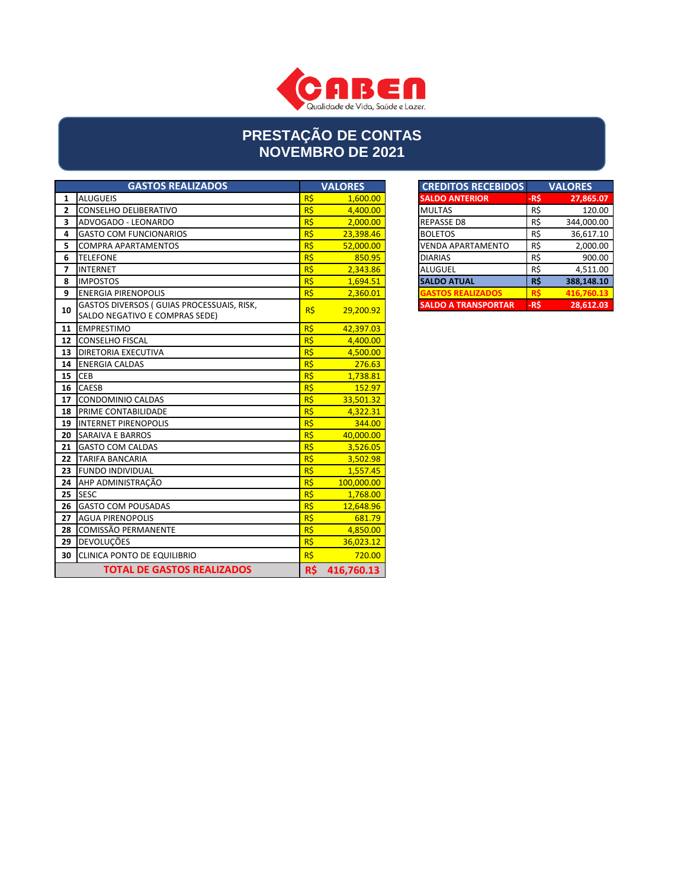CABEN

Qualidade de Vida, Saúde e Lazer.

# PRESTAÇÃO DE CONTAS
# NOVEMBRO DE 2021

| | GASTOS REALIZADOS | VALORES | |
|---|---|---|---|
| 1 | ALUGUEIS | R$ | 1,600.00 |
| 2 | CONSELHO DELIBERATIVO | R$ | 4,400.00 |
| 3 | ADVOGADO - LEONARDO | R$ | 2,000.00 |
| 4 | GASTO COM FUNCIONARIOS | R$ | 23,398.46 |
| 5 | COMPRA APARTAMENTOS | R$ | 52,000.00 |
| 6 | TELEFONE | R$ | 850.95 |
| 7 | INTERNET | R$ | 2,343.86 |
| 8 | IMPOSTOS | R$ | 1,694.51 |
| 9 | ENERGIA PIRENOPOLIS | R$ | 2,360.01 |
| 10 | GASTOS DIVERSOS ( GUIAS PROCESSUAIS, RISK, SALDO NEGATIVO E COMPRAS SEDE) | R$ | 29,200.92 |
| 11 | EMPRESTIMO | R$ | 42,397.03 |
| 12 | CONSELHO FISCAL | R$ | 4,400.00 |
| 13 | DIRETORIA EXECUTIVA | R$ | 4,500.00 |
| 14 | ENERGIA CALDAS | R$ | 276.63 |
| 15 | CEB | R$ | 1,738.81 |
| 16 | CAESB | R$ | 152.97 |
| 17 | CONDOMINIO CALDAS | R$ | 33,501.32 |
| 18 | PRIME CONTABILIDADE | R$ | 4,322.31 |
| 19 | INTERNET PIRENOPOLIS | R$ | 344.00 |
| 20 | SARAIVA E BARROS | R$ | 40,000.00 |
| 21 | GASTO COM CALDAS | R$ | 3,526.05 |
| 22 | TARIFA BANCARIA | R$ | 3,502.98 |
| 23 | FUNDO INDIVIDUAL | R$ | 1,557.45 |
| 24 | AHP ADMINISTRAÇÃO | R$ | 100,000.00 |
| 25 | SESC | R$ | 1,768.00 |
| 26 | GASTO COM POUSADAS | R$ | 12,648.96 |
| 27 | AGUA PIRENOPOLIS | R$ | 681.79 |
| 28 | COMISSÃO PERMANENTE | R$ | 4,850.00 |
| 29 | DEVOLUÇÕES | R$ | 36,023.12 |
| 30 | CLINICA PONTO DE EQUILIBRIO | R$ | 720.00 |
| | **TOTAL DE GASTOS REALIZADOS** | **R$** | **416,760.13** |

| CREDITOS RECEBIDOS | VALORES | |
|---|---|---|
| **SALDO ANTERIOR** | **-R$** | **27,865.07** |
| MULTAS | R$ | 120.00 |
| REPASSE D8 | R$ | 344,000.00 |
| BOLETOS | R$ | 36,617.10 |
| VENDA APARTAMENTO | R$ | 2,000.00 |
| DIARIAS | R$ | 900.00 |
| ALUGUEL | R$ | 4,511.00 |
| **SALDO ATUAL** | **R$** | **388,148.10** |
| **GASTOS REALIZADOS** | **R$** | **416,760.13** |
| **SALDO A TRANSPORTAR** | **-R$** | **28,612.03** |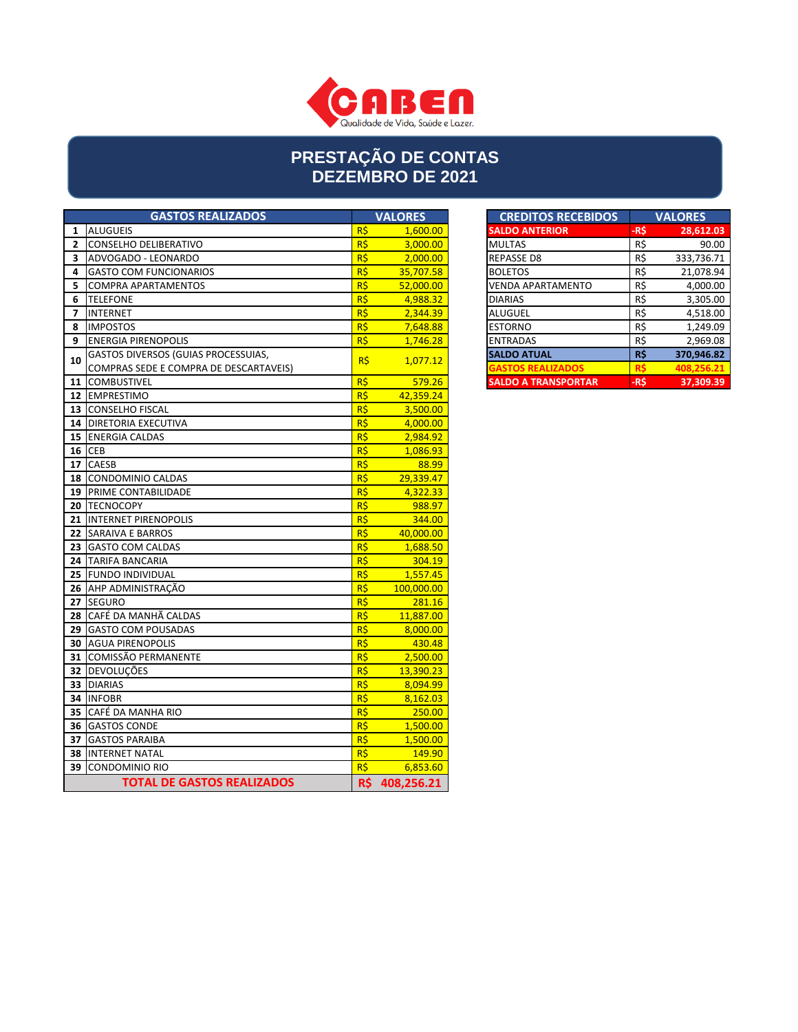CABEN

Qualidade de Vida, Saúde e Lazer.

# PRESTAÇÃO DE CONTAS
## DEZEMBRO DE 2021

| | GASTOS REALIZADOS | VALORES | |
|---|---|---|---|
| 1 | ALUGUEIS | R$ | 1,600.00 |
| 2 | CONSELHO DELIBERATIVO | R$ | 3,000.00 |
| 3 | ADVOGADO - LEONARDO | R$ | 2,000.00 |
| 4 | GASTO COM FUNCIONARIOS | R$ | 35,707.58 |
| 5 | COMPRA APARTAMENTOS | R$ | 52,000.00 |
| 6 | TELEFONE | R$ | 4,988.32 |
| 7 | INTERNET | R$ | 2,344.39 |
| 8 | IMPOSTOS | R$ | 7,648.88 |
| 9 | ENERGIA PIRENOPOLIS | R$ | 1,746.28 |
| 10 | GASTOS DIVERSOS (GUIAS PROCESSUIAS, COMPRAS SEDE E COMPRA DE DESCARTAVEIS) | R$ | 1,077.12 |
| 11 | COMBUSTIVEL | R$ | 579.26 |
| 12 | EMPRESTIMO | R$ | 42,359.24 |
| 13 | CONSELHO FISCAL | R$ | 3,500.00 |
| 14 | DIRETORIA EXECUTIVA | R$ | 4,000.00 |
| 15 | ENERGIA CALDAS | R$ | 2,984.92 |
| 16 | CEB | R$ | 1,086.93 |
| 17 | CAESB | R$ | 88.99 |
| 18 | CONDOMINIO CALDAS | R$ | 29,339.47 |
| 19 | PRIME CONTABILIDADE | R$ | 4,322.33 |
| 20 | TECNOCOPY | R$ | 988.97 |
| 21 | INTERNET PIRENOPOLIS | R$ | 344.00 |
| 22 | SARAIVA E BARROS | R$ | 40,000.00 |
| 23 | GASTO COM CALDAS | R$ | 1,688.50 |
| 24 | TARIFA BANCARIA | R$ | 304.19 |
| 25 | FUNDO INDIVIDUAL | R$ | 1,557.45 |
| 26 | AHP ADMINISTRAÇÃO | R$ | 100,000.00 |
| 27 | SEGURO | R$ | 281.16 |
| 28 | CAFÉ DA MANHÃ CALDAS | R$ | 11,887.00 |
| 29 | GASTO COM POUSADAS | R$ | 8,000.00 |
| 30 | AGUA PIRENOPOLIS | R$ | 430.48 |
| 31 | COMISSÃO PERMANENTE | R$ | 2,500.00 |
| 32 | DEVOLUÇÕES | R$ | 13,390.23 |
| 33 | DIARIAS | R$ | 8,094.99 |
| 34 | INFOBR | R$ | 8,162.03 |
| 35 | CAFÉ DA MANHA RIO | R$ | 250.00 |
| 36 | GASTOS CONDE | R$ | 1,500.00 |
| 37 | GASTOS PARAIBA | R$ | 1,500.00 |
| 38 | INTERNET NATAL | R$ | 149.90 |
| 39 | CONDOMINIO RIO | R$ | 6,853.60 |
| | **TOTAL DE GASTOS REALIZADOS** | **R$** | **408,256.21** |

| CREDITOS RECEBIDOS | VALORES | |
|---|---|---|
| **SALDO ANTERIOR** | **-R$** | **28,612.03** |
| MULTAS | R$ | 90.00 |
| REPASSE D8 | R$ | 333,736.71 |
| BOLETOS | R$ | 21,078.94 |
| VENDA APARTAMENTO | R$ | 4,000.00 |
| DIARIAS | R$ | 3,305.00 |
| ALUGUEL | R$ | 4,518.00 |
| ESTORNO | R$ | 1,249.09 |
| ENTRADAS | R$ | 2,969.08 |
| **SALDO ATUAL** | **R$** | **370,946.82** |
| **GASTOS REALIZADOS** | **R$** | **408,256.21** |
| **SALDO A TRANSPORTAR** | **-R$** | **37,309.39** |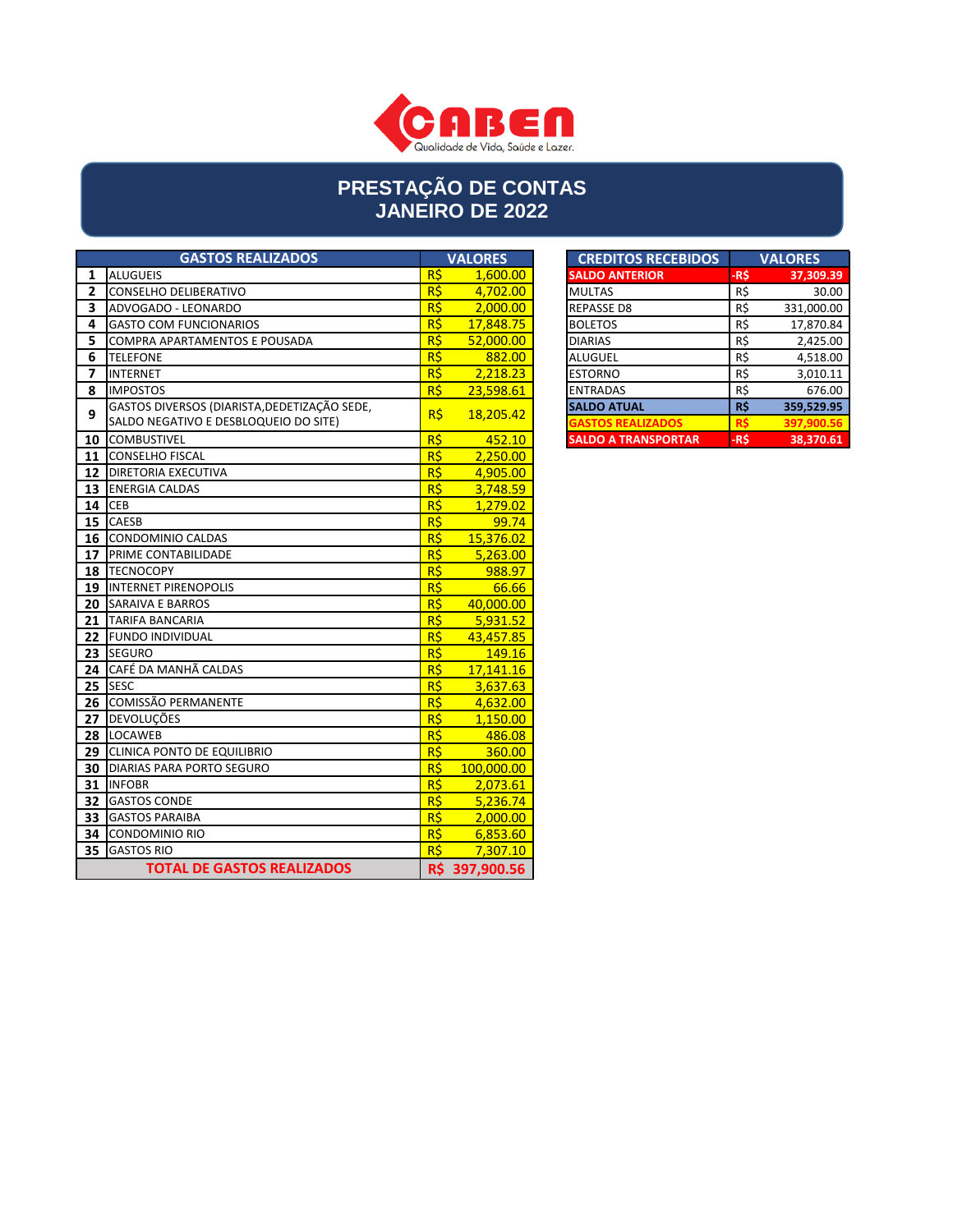CABEN
Qualidade de Vida, Saúde e Lazer.

# PRESTAÇÃO DE CONTAS
# JANEIRO DE 2022

| | GASTOS REALIZADOS | VALORES | |
|---|---|---|---|
| 1 | ALUGUEIS | R$ | 1,600.00 |
| 2 | CONSELHO DELIBERATIVO | R$ | 4,702.00 |
| 3 | ADVOGADO - LEONARDO | R$ | 2,000.00 |
| 4 | GASTO COM FUNCIONARIOS | R$ | 17,848.75 |
| 5 | COMPRA APARTAMENTOS E POUSADA | R$ | 52,000.00 |
| 6 | TELEFONE | R$ | 882.00 |
| 7 | INTERNET | R$ | 2,218.23 |
| 8 | IMPOSTOS | R$ | 23,598.61 |
| 9 | GASTOS DIVERSOS (DIARISTA,DEDETIZAÇÃO SEDE, SALDO NEGATIVO E DESBLOQUEIO DO SITE) | R$ | 18,205.42 |
| 10 | COMBUSTIVEL | R$ | 452.10 |
| 11 | CONSELHO FISCAL | R$ | 2,250.00 |
| 12 | DIRETORIA EXECUTIVA | R$ | 4,905.00 |
| 13 | ENERGIA CALDAS | R$ | 3,748.59 |
| 14 | CEB | R$ | 1,279.02 |
| 15 | CAESB | R$ | 99.74 |
| 16 | CONDOMINIO CALDAS | R$ | 15,376.02 |
| 17 | PRIME CONTABILIDADE | R$ | 5,263.00 |
| 18 | TECNOCOPY | R$ | 988.97 |
| 19 | INTERNET PIRENOPOLIS | R$ | 66.66 |
| 20 | SARAIVA E BARROS | R$ | 40,000.00 |
| 21 | TARIFA BANCARIA | R$ | 5,931.52 |
| 22 | FUNDO INDIVIDUAL | R$ | 43,457.85 |
| 23 | SEGURO | R$ | 149.16 |
| 24 | CAFÉ DA MANHÃ CALDAS | R$ | 17,141.16 |
| 25 | SESC | R$ | 3,637.63 |
| 26 | COMISSÃO PERMANENTE | R$ | 4,632.00 |
| 27 | DEVOLUÇÕES | R$ | 1,150.00 |
| 28 | LOCAWEB | R$ | 486.08 |
| 29 | CLINICA PONTO DE EQUILIBRIO | R$ | 360.00 |
| 30 | DIARIAS PARA PORTO SEGURO | R$ | 100,000.00 |
| 31 | INFOBR | R$ | 2,073.61 |
| 32 | GASTOS CONDE | R$ | 5,236.74 |
| 33 | GASTOS PARAIBA | R$ | 2,000.00 |
| 34 | CONDOMINIO RIO | R$ | 6,853.60 |
| 35 | GASTOS RIO | R$ | 7,307.10 |
| | **TOTAL DE GASTOS REALIZADOS** | **R$** | **397,900.56** |

| CREDITOS RECEBIDOS | VALORES | |
|---|---|---|
| SALDO ANTERIOR | -R$ | 37,309.39 |
| MULTAS | R$ | 30.00 |
| REPASSE D8 | R$ | 331,000.00 |
| BOLETOS | R$ | 17,870.84 |
| DIARIAS | R$ | 2,425.00 |
| ALUGUEL | R$ | 4,518.00 |
| ESTORNO | R$ | 3,010.11 |
| ENTRADAS | R$ | 676.00 |
| **SALDO ATUAL** | **R$** | **359,529.95** |
| **GASTOS REALIZADOS** | **R$** | **397,900.56** |
| **SALDO A TRANSPORTAR** | **-R$** | **38,370.61** |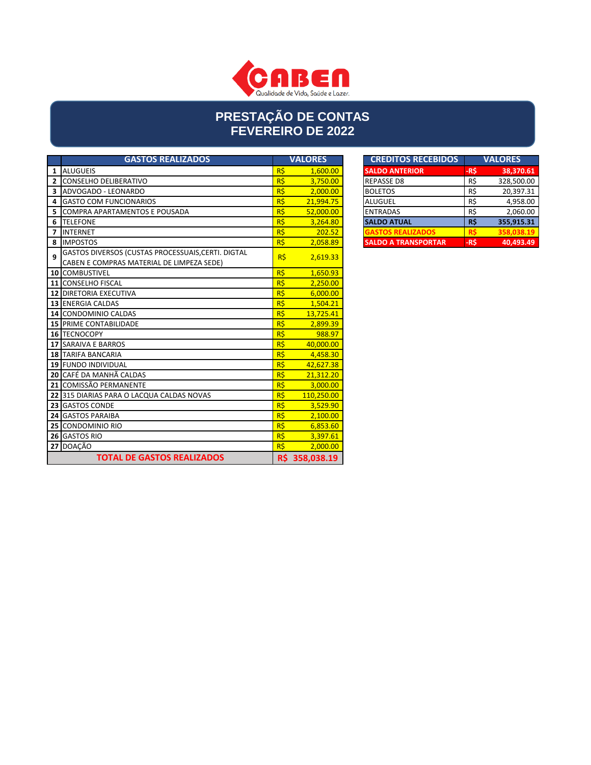CABEN

Qualidade de Vida, Saúde e Lazer.

# PRESTAÇÃO DE CONTAS
# FEVEREIRO DE 2022

| | GASTOS REALIZADOS | VALORES | |
|---|---|---|---|
| 1 | ALUGUEIS | R$ | 1,600.00 |
| 2 | CONSELHO DELIBERATIVO | R$ | 3,750.00 |
| 3 | ADVOGADO - LEONARDO | R$ | 2,000.00 |
| 4 | GASTO COM FUNCIONARIOS | R$ | 21,994.75 |
| 5 | COMPRA APARTAMENTOS E POUSADA | R$ | 52,000.00 |
| 6 | TELEFONE | R$ | 3,264.80 |
| 7 | INTERNET | R$ | 202.52 |
| 8 | IMPOSTOS | R$ | 2,058.89 |
| 9 | GASTOS DIVERSOS (CUSTAS PROCESSUAIS,CERTI. DIGTAL CABEN E COMPRAS MATERIAL DE LIMPEZA SEDE) | R$ | 2,619.33 |
| 10 | COMBUSTIVEL | R$ | 1,650.93 |
| 11 | CONSELHO FISCAL | R$ | 2,250.00 |
| 12 | DIRETORIA EXECUTIVA | R$ | 6,000.00 |
| 13 | ENERGIA CALDAS | R$ | 1,504.21 |
| 14 | CONDOMINIO CALDAS | R$ | 13,725.41 |
| 15 | PRIME CONTABILIDADE | R$ | 2,899.39 |
| 16 | TECNOCOPY | R$ | 988.97 |
| 17 | SARAIVA E BARROS | R$ | 40,000.00 |
| 18 | TARIFA BANCARIA | R$ | 4,458.30 |
| 19 | FUNDO INDIVIDUAL | R$ | 42,627.38 |
| 20 | CAFÉ DA MANHÃ CALDAS | R$ | 21,312.20 |
| 21 | COMISSÃO PERMANENTE | R$ | 3,000.00 |
| 22 | 315 DIARIAS PARA O LACQUA CALDAS NOVAS | R$ | 110,250.00 |
| 23 | GASTOS CONDE | R$ | 3,529.90 |
| 24 | GASTOS PARAIBA | R$ | 2,100.00 |
| 25 | CONDOMINIO RIO | R$ | 6,853.60 |
| 26 | GASTOS RIO | R$ | 3,397.61 |
| 27 | DOAÇÃO | R$ | 2,000.00 |
| | **TOTAL DE GASTOS REALIZADOS** | **R$** | **358,038.19** |

| CREDITOS RECEBIDOS | VALORES | |
|---|---|---|
| **SALDO ANTERIOR** | **-R$** | **38,370.61** |
| REPASSE D8 | R$ | 328,500.00 |
| BOLETOS | R$ | 20,397.31 |
| ALUGUEL | R$ | 4,958.00 |
| ENTRADAS | R$ | 2,060.00 |
| **SALDO ATUAL** | **R$** | **355,915.31** |
| **GASTOS REALIZADOS** | **R$** | **358,038.19** |
| **SALDO A TRANSPORTAR** | **-R$** | **40,493.49** |